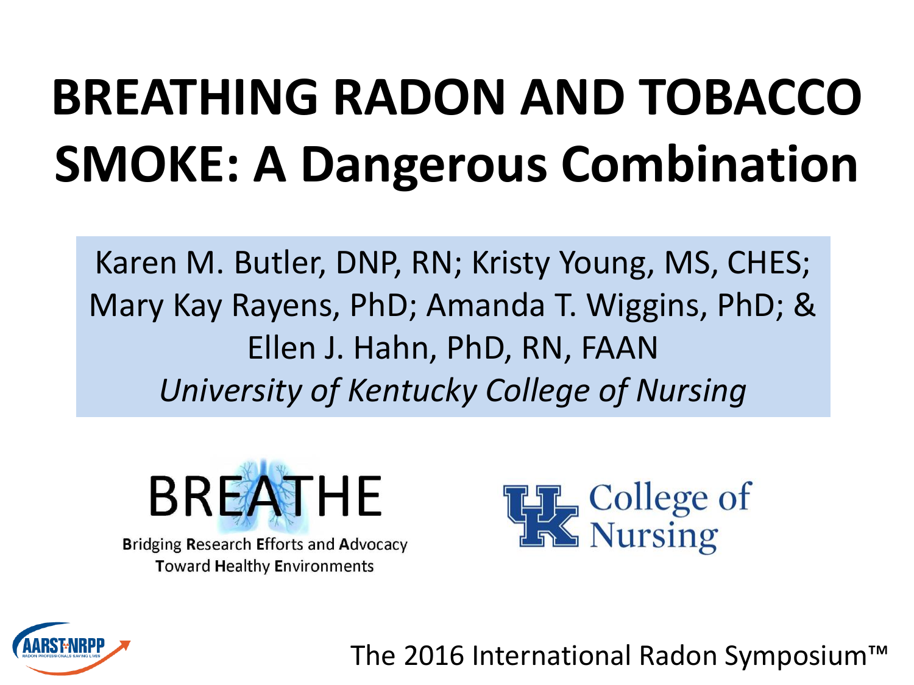# BREATHING RADON AND TOBACCO SMOKE: A Dangerous Combination

Karen M. Butler, DNP, RN; Kristy Young, MS, CHES; Mary Kay Rayens, PhD; Amanda T. Wiggins, PhD; & Ellen J. Hahn, PhD, RN, FAAN

*University of Kentucky College of Nursing*

BREATHE

**B**ridging **R**esearch **E**fforts and **A**dvocacy **T**oward **H**ealthy **E**nvironments

UK College of Nursing

AARST-NRPP

The 2016 International Radon Symposium™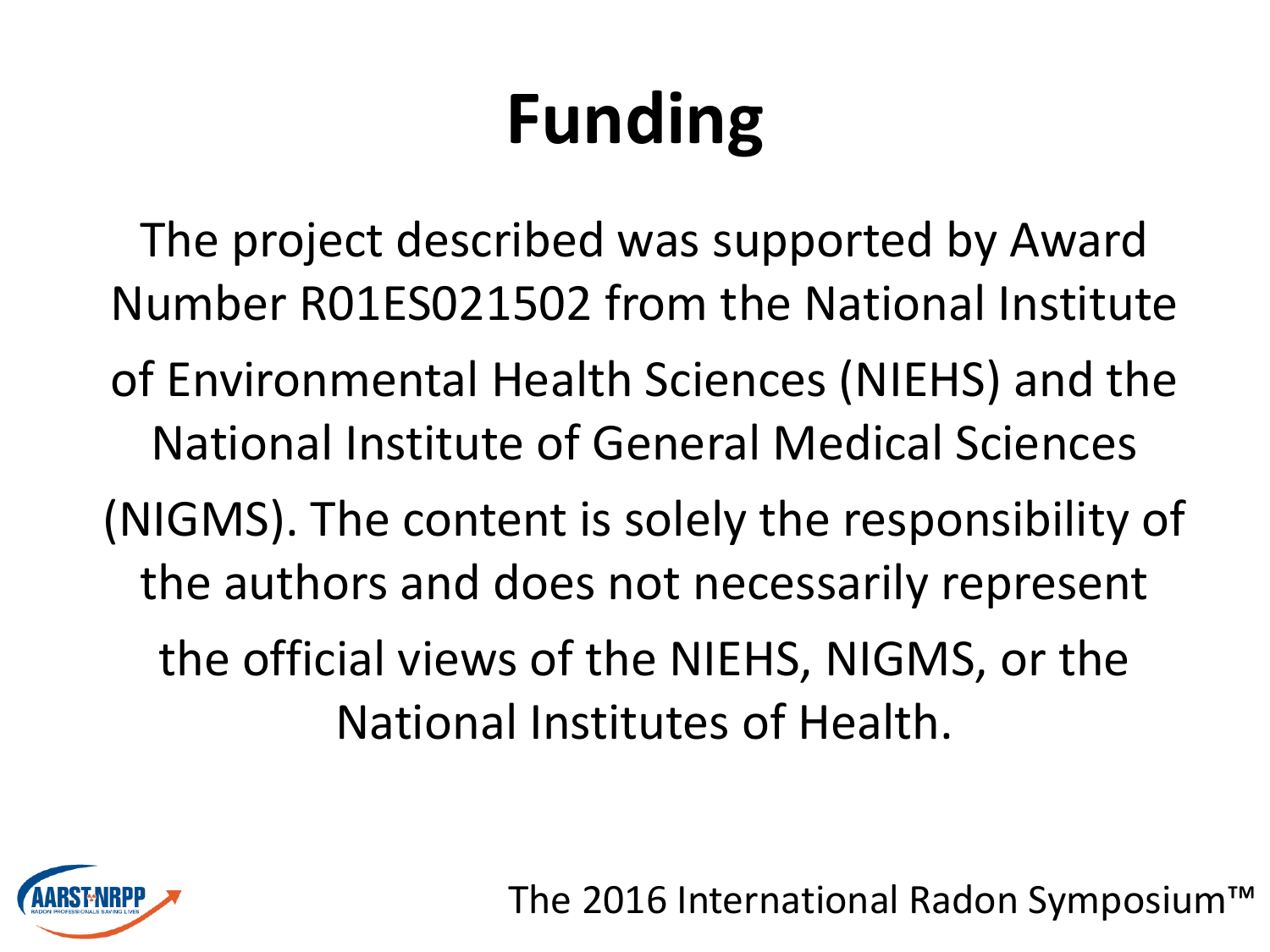# Funding

The project described was supported by Award Number R01ES021502 from the National Institute of Environmental Health Sciences (NIEHS) and the National Institute of General Medical Sciences (NIGMS). The content is solely the responsibility of the authors and does not necessarily represent the official views of the NIEHS, NIGMS, or the National Institutes of Health.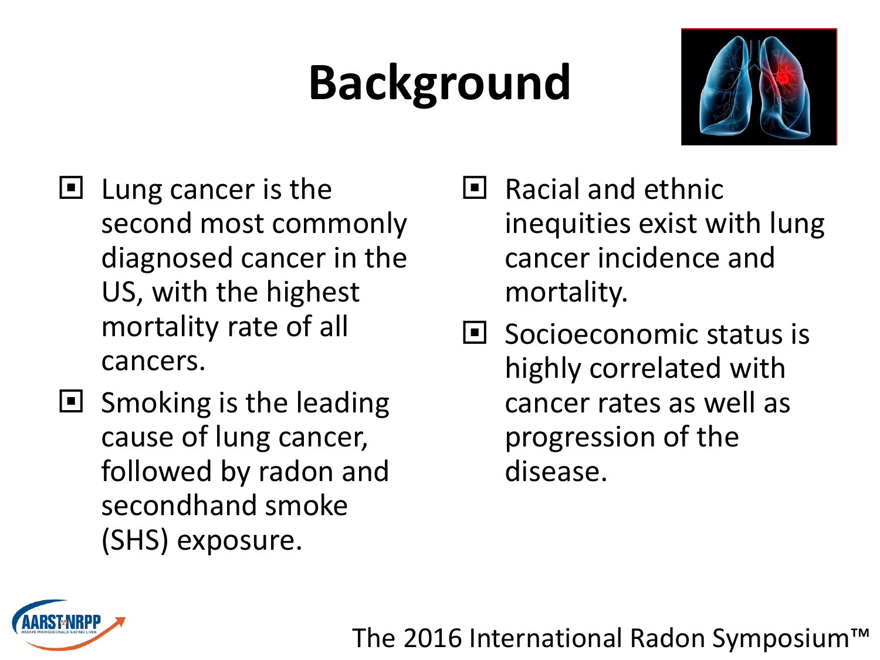# Background

- Lung cancer is the second most commonly diagnosed cancer in the US, with the highest mortality rate of all cancers.
- Smoking is the leading cause of lung cancer, followed by radon and secondhand smoke (SHS) exposure.
- Racial and ethnic inequities exist with lung cancer incidence and mortality.
- Socioeconomic status is highly correlated with cancer rates as well as progression of the disease.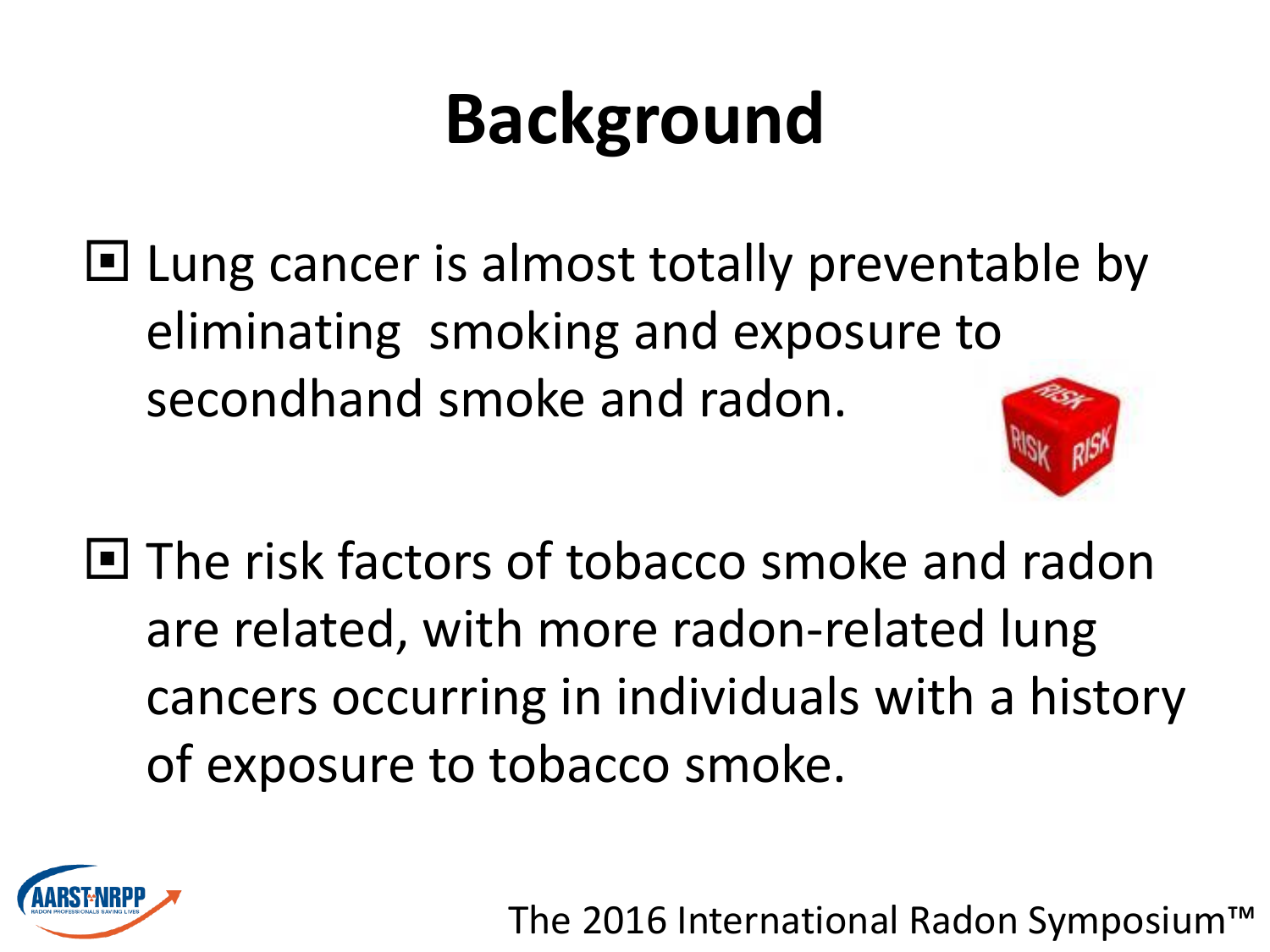# Background

- Lung cancer is almost totally preventable by eliminating smoking and exposure to secondhand smoke and radon.
- The risk factors of tobacco smoke and radon are related, with more radon-related lung cancers occurring in individuals with a history of exposure to tobacco smoke.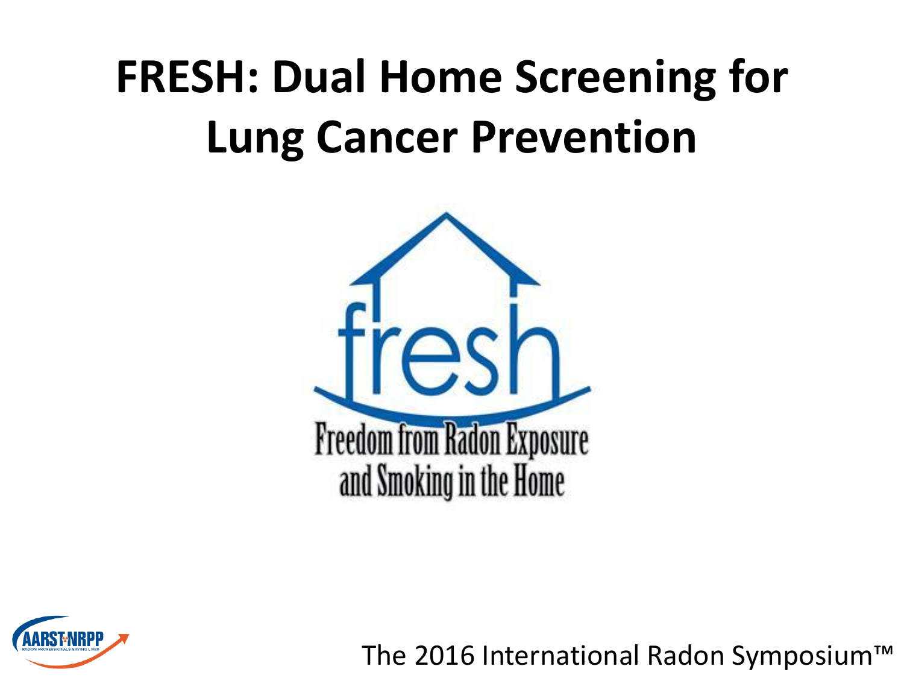# FRESH: Dual Home Screening for Lung Cancer Prevention

fresh

Freedom from Radon Exposure and Smoking in the Home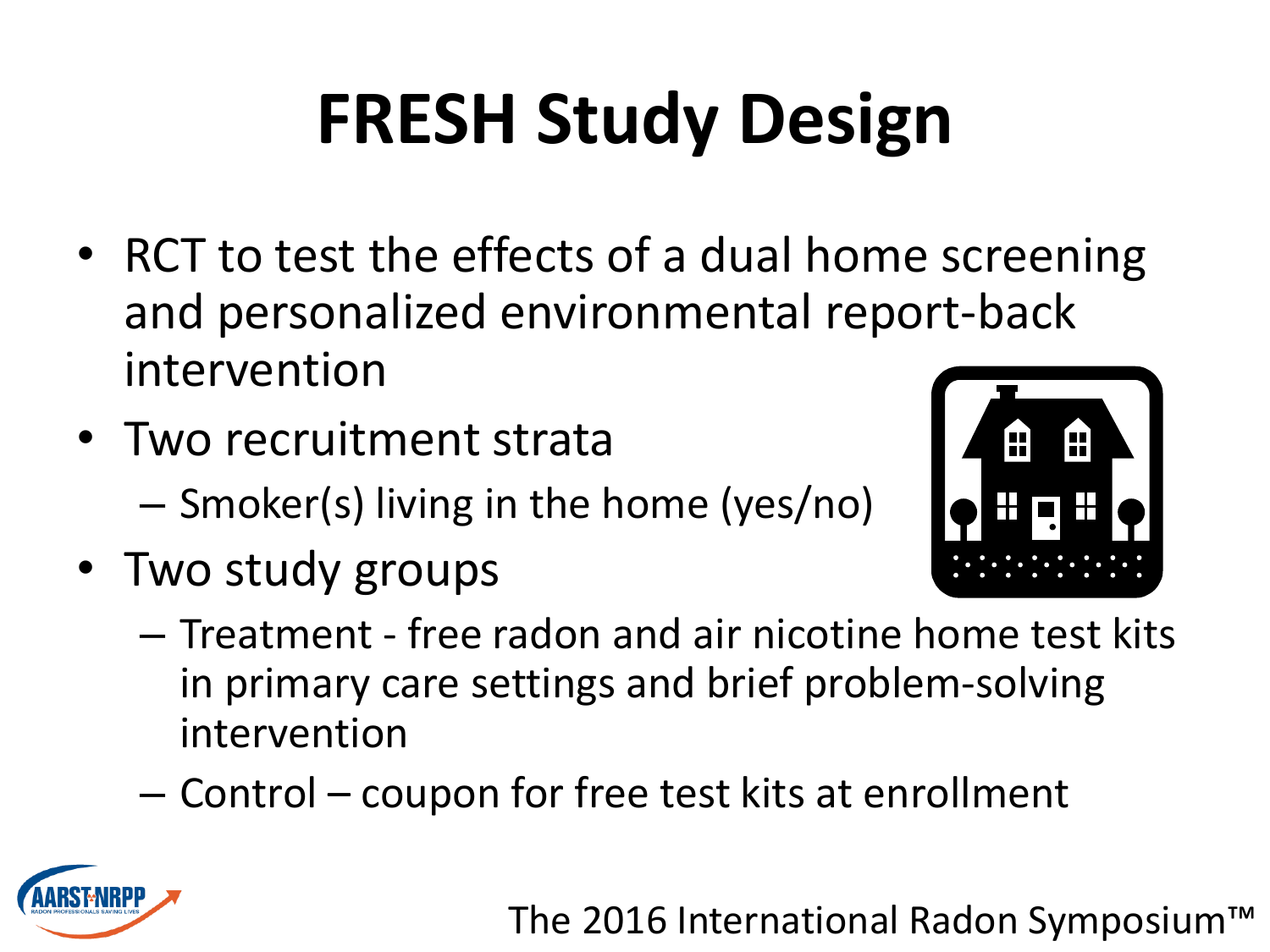# FRESH Study Design

- RCT to test the effects of a dual home screening and personalized environmental report-back intervention
- Two recruitment strata
  - Smoker(s) living in the home (yes/no)
- Two study groups
  - Treatment - free radon and air nicotine home test kits in primary care settings and brief problem-solving intervention
  - Control – coupon for free test kits at enrollment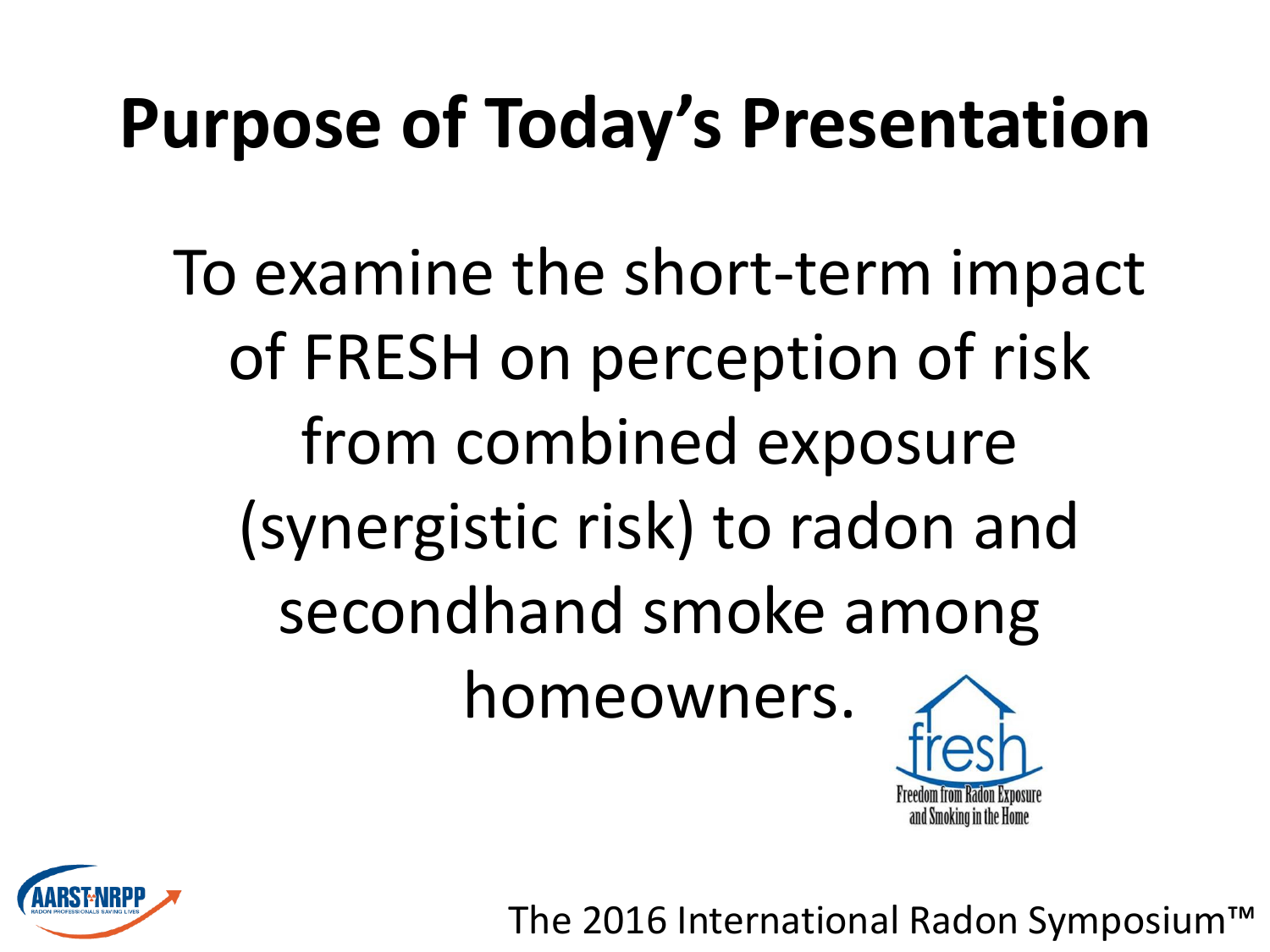# Purpose of Today's Presentation

To examine the short-term impact of FRESH on perception of risk from combined exposure (synergistic risk) to radon and secondhand smoke among homeowners.

fresh

Freedom from Radon Exposure and Smoking in the Home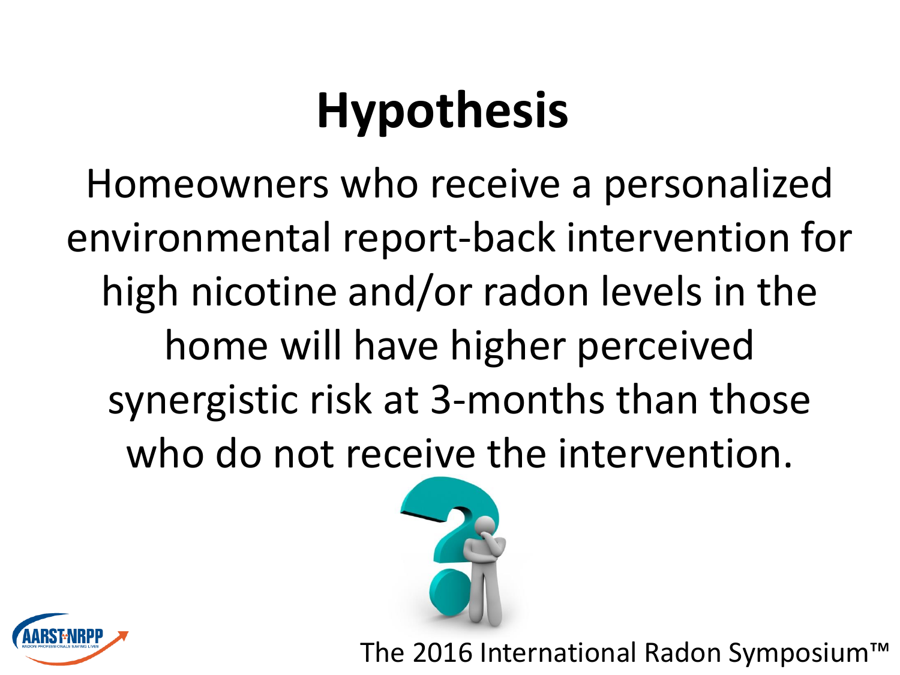# Hypothesis

Homeowners who receive a personalized environmental report-back intervention for high nicotine and/or radon levels in the home will have higher perceived synergistic risk at 3-months than those who do not receive the intervention.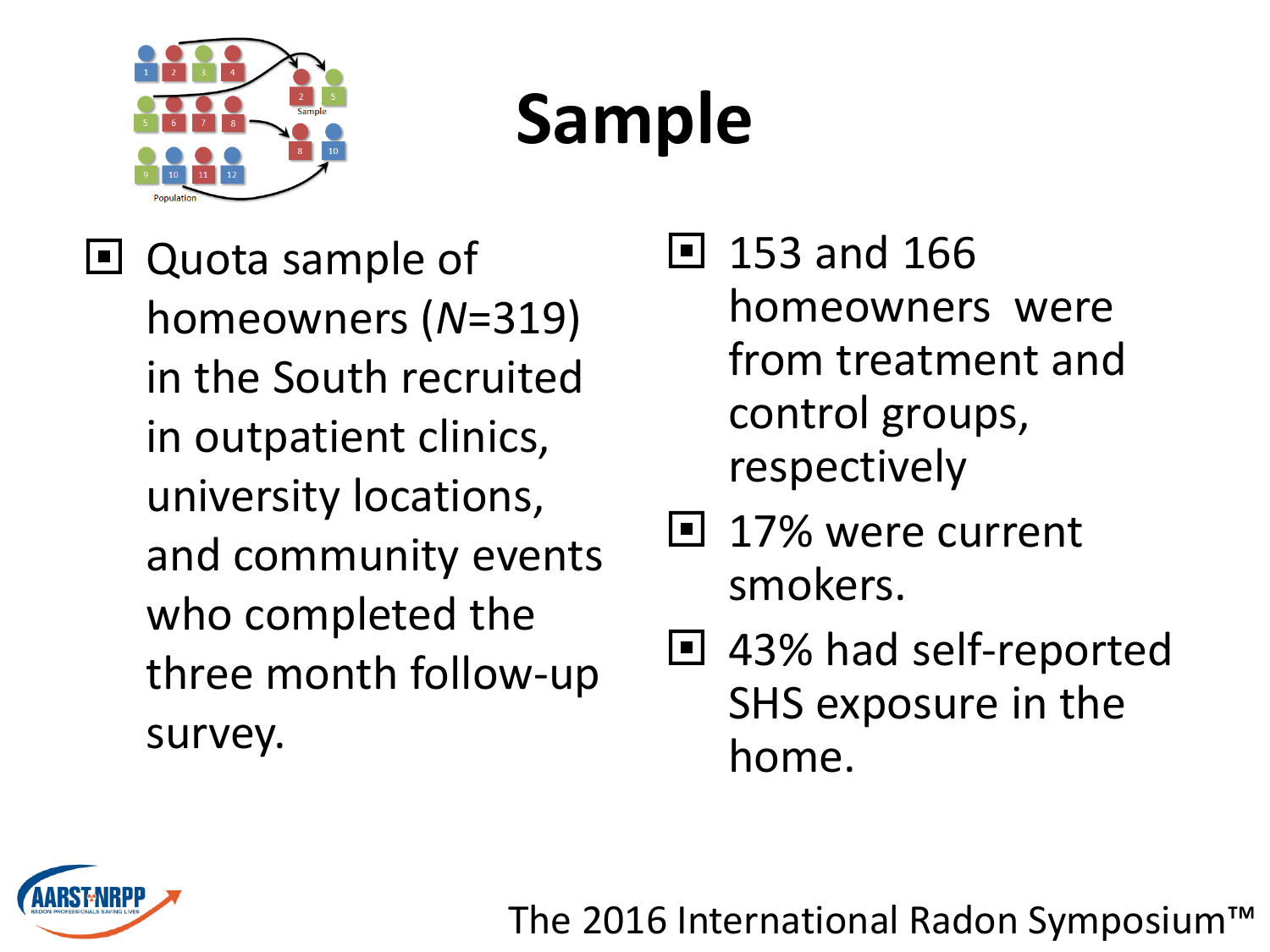# Sample

- Quota sample of homeowners (*N*=319) in the South recruited in outpatient clinics, university locations, and community events who completed the three month follow-up survey.
- 153 and 166 homeowners were from treatment and control groups, respectively
- 17% were current smokers.
- 43% had self-reported SHS exposure in the home.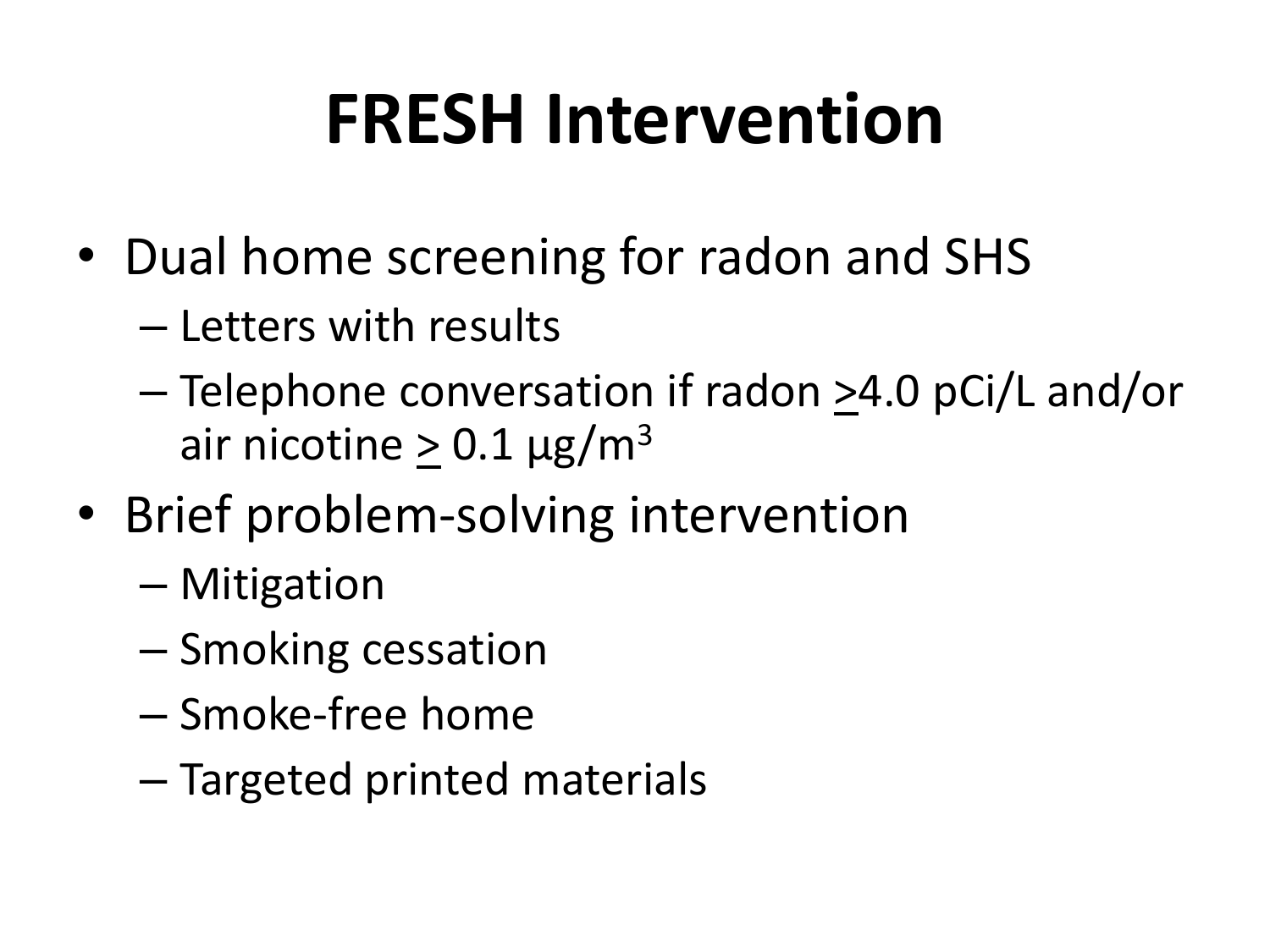# FRESH Intervention

- Dual home screening for radon and SHS
  - Letters with results
  - Telephone conversation if radon $\geq$4.0 pCi/L and/or air nicotine $\geq$ 0.1 µg/m$^3$
- Brief problem-solving intervention
  - Mitigation
  - Smoking cessation
  - Smoke-free home
  - Targeted printed materials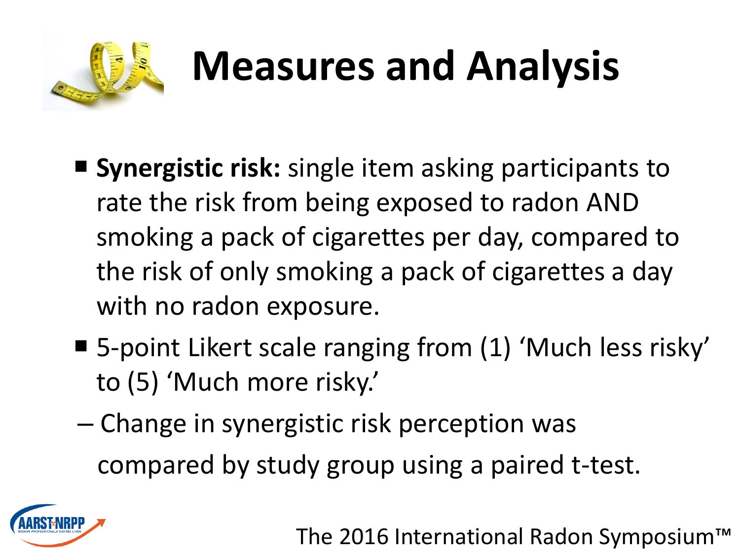# Measures and Analysis

- **Synergistic risk:** single item asking participants to rate the risk from being exposed to radon AND smoking a pack of cigarettes per day, compared to the risk of only smoking a pack of cigarettes a day with no radon exposure.
- 5-point Likert scale ranging from (1) 'Much less risky' to (5) 'Much more risky.'
  - Change in synergistic risk perception was compared by study group using a paired t-test.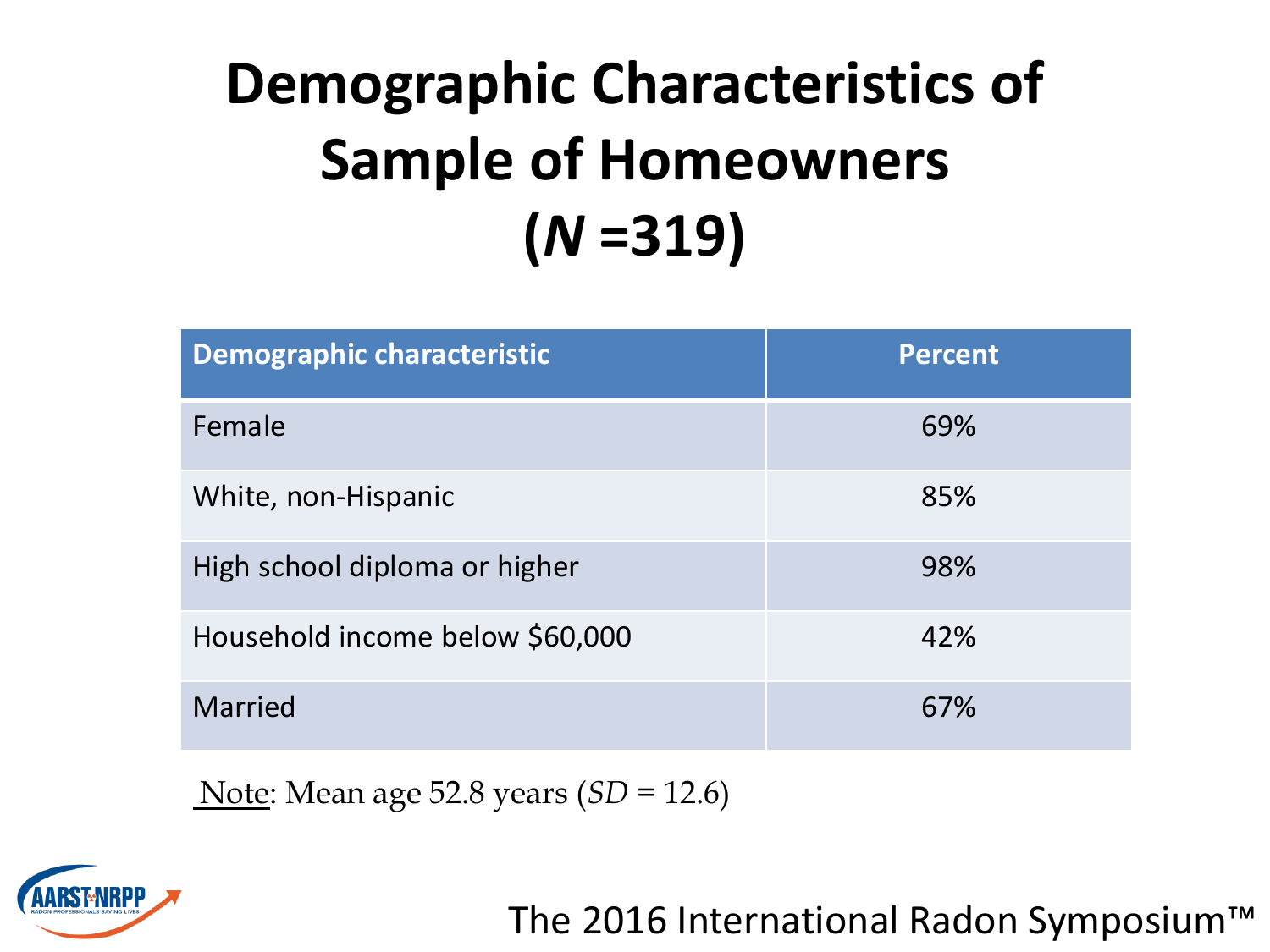# Demographic Characteristics of Sample of Homeowners ($N$ =319)

| Demographic characteristic | Percent |
|---|---|
| Female | 69% |
| White, non-Hispanic | 85% |
| High school diploma or higher | 98% |
| Household income below $60,000 | 42% |
| Married | 67% |

Note: Mean age 52.8 years ($SD$ = 12.6)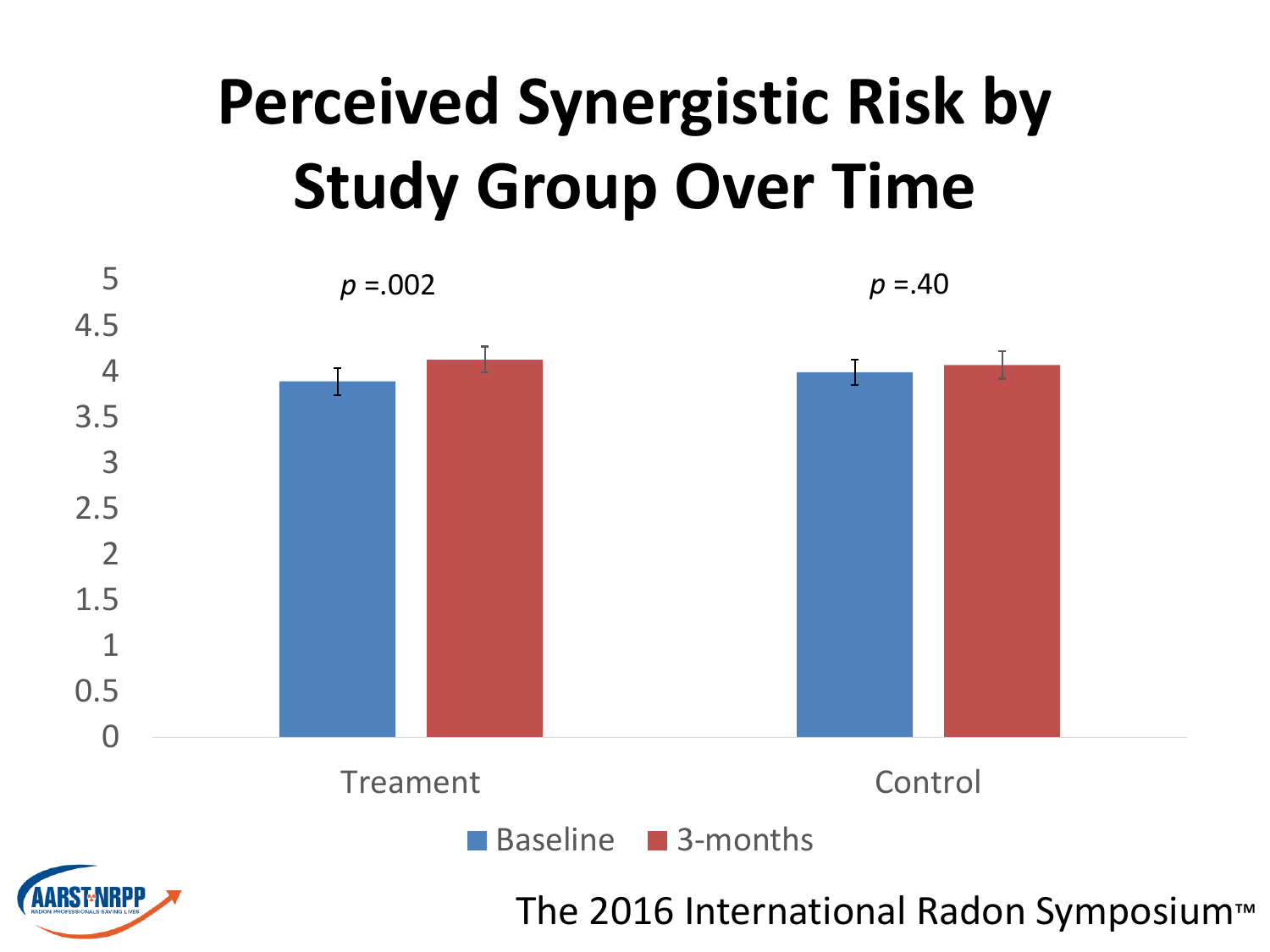# Perceived Synergistic Risk by Study Group Over Time

$p$ =.002

$p$ =.40

5
4.5
4
3.5
3
2.5
2
1.5
1
0.5
0

Treament

Control

Baseline 3-months

The 2016 International Radon Symposium™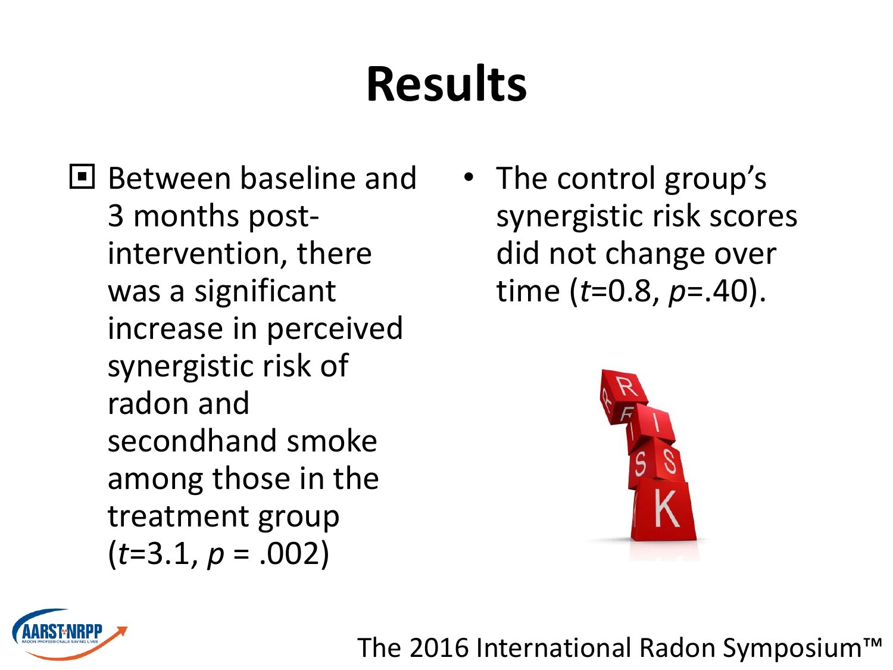# Results

- Between baseline and 3 months post-intervention, there was a significant increase in perceived synergistic risk of radon and secondhand smoke among those in the treatment group ($t$=3.1, $p$ = .002)
- The control group's synergistic risk scores did not change over time ($t$=0.8, $p$=.40).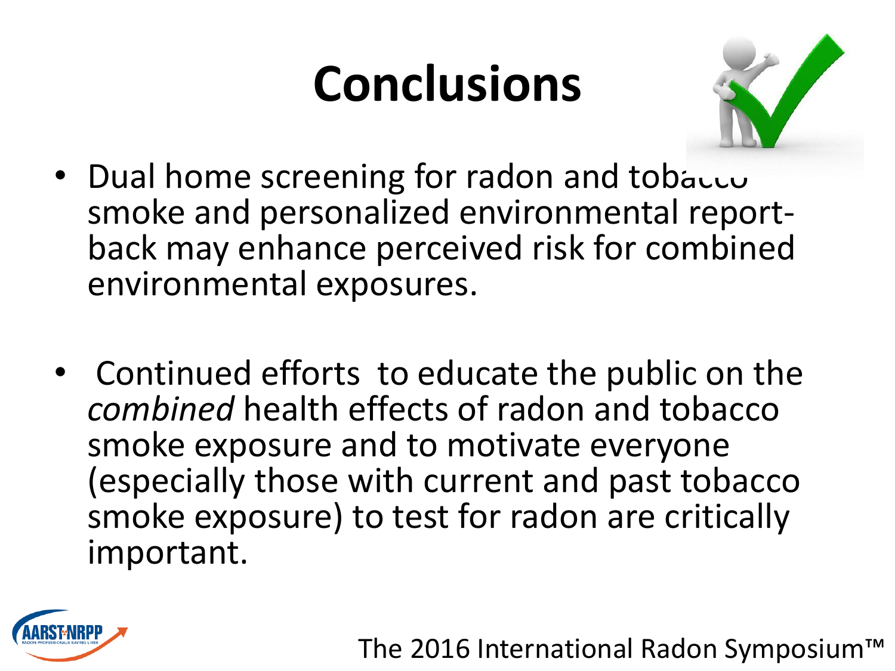# Conclusions

- Dual home screening for radon and tobacco smoke and personalized environmental report-back may enhance perceived risk for combined environmental exposures.

- Continued efforts to educate the public on the *combined* health effects of radon and tobacco smoke exposure and to motivate everyone (especially those with current and past tobacco smoke exposure) to test for radon are critically important.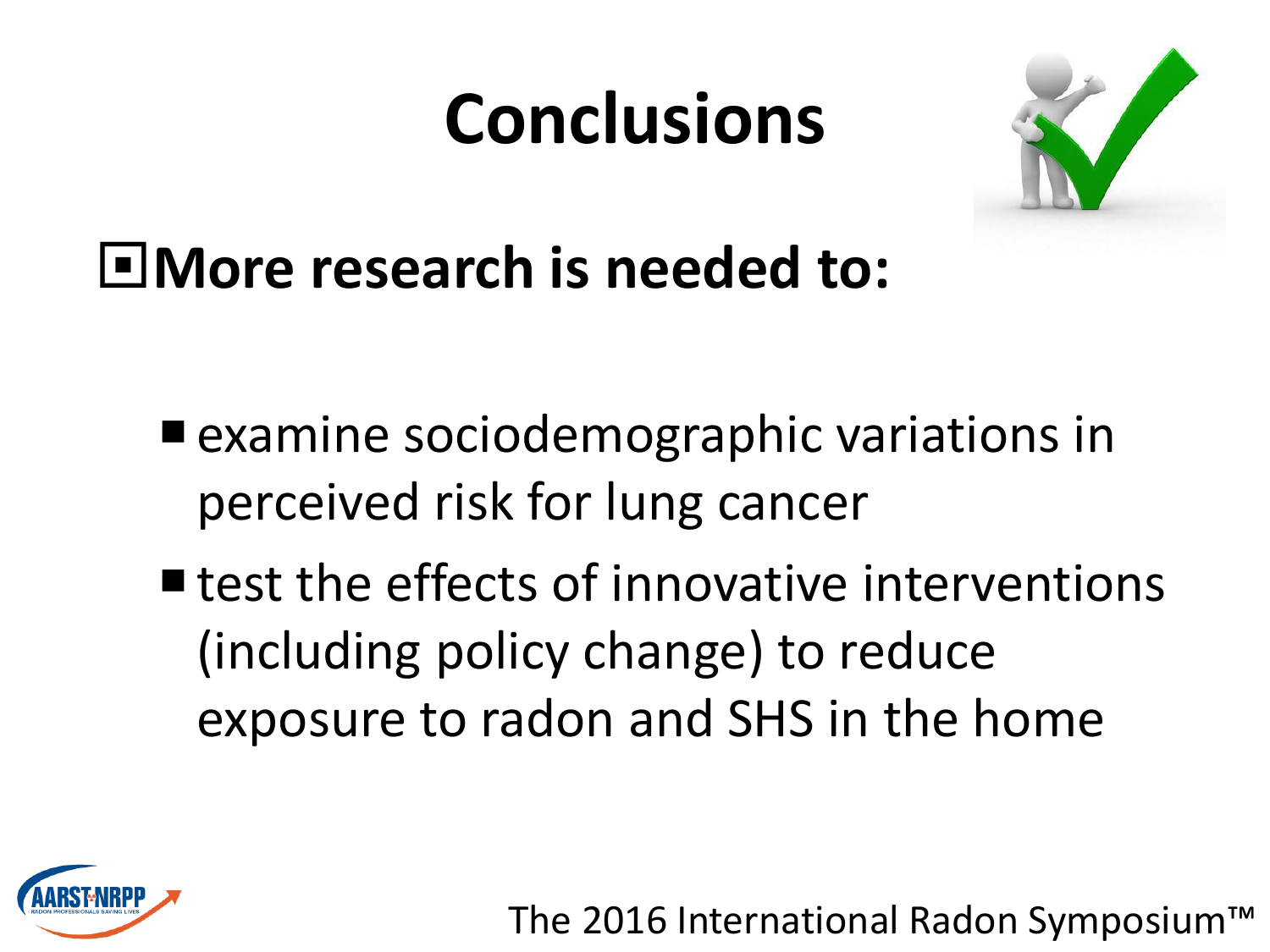# Conclusions

- **More research is needed to:**
  - examine sociodemographic variations in perceived risk for lung cancer
  - test the effects of innovative interventions (including policy change) to reduce exposure to radon and SHS in the home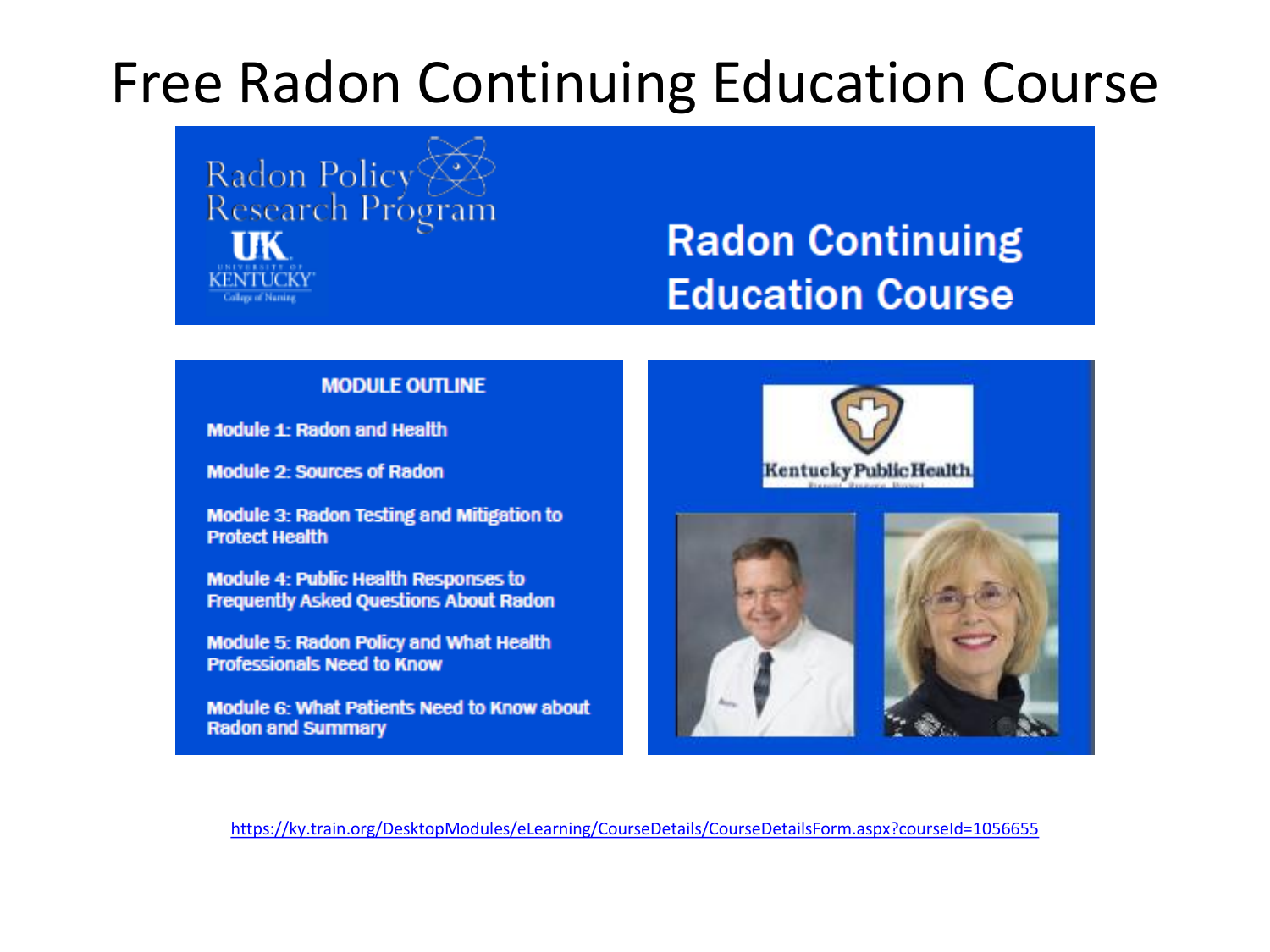# Free Radon Continuing Education Course

Radon Policy Research Program

UK University of Kentucky College of Nursing

## Radon Continuing Education Course

**MODULE OUTLINE**

**Module 1: Radon and Health**

**Module 2: Sources of Radon**

**Module 3: Radon Testing and Mitigation to Protect Health**

**Module 4: Public Health Responses to Frequently Asked Questions About Radon**

**Module 5: Radon Policy and What Health Professionals Need to Know**

**Module 6: What Patients Need to Know about Radon and Summary**

Kentucky Public Health

https://ky.train.org/DesktopModules/eLearning/CourseDetails/CourseDetailsForm.aspx?courseId=1056655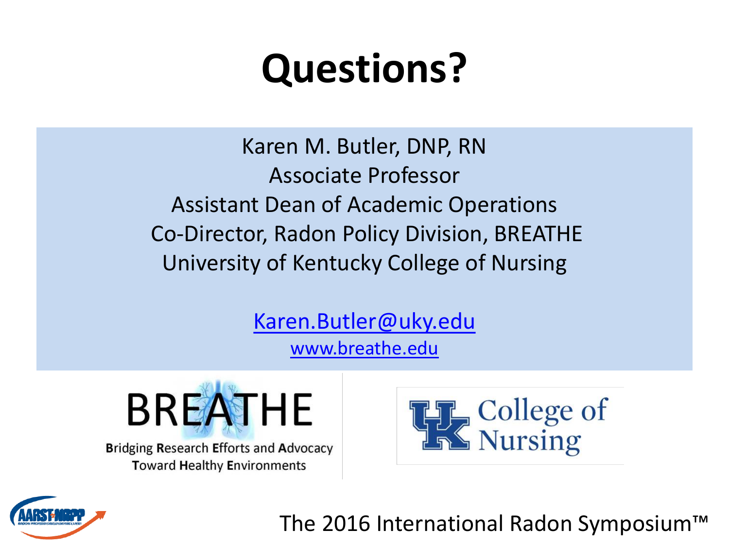# Questions?

Karen M. Butler, DNP, RN
Associate Professor
Assistant Dean of Academic Operations
Co-Director, Radon Policy Division, BREATHE
University of Kentucky College of Nursing

Karen.Butler@uky.edu
www.breathe.edu

BREATHE
**B**ridging **R**esearch **E**fforts and **A**dvocacy **T**oward **H**ealthy **E**nvironments

UK College of Nursing

The 2016 International Radon Symposium™